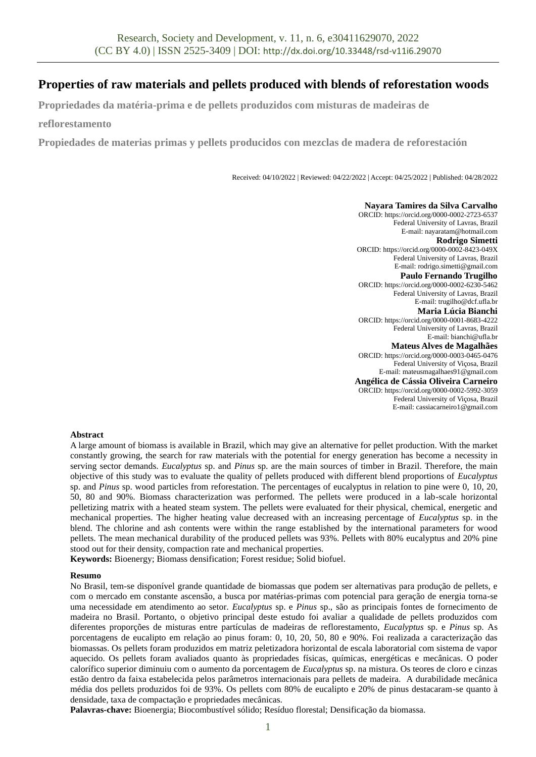# Properties of raw materials and pellets produced with blends of reforestation woods

**Propriedades da matéria-prima e de pellets produzidos com misturas de madeiras de reflorestamento**

**Propiedades de materias primas y pellets sólucidos con mezclas de madera de reforestación**

Received: 04/10/2022 | Reviewed: 04/22/2022 | Accept: 04/25/2022 | Published: 04/28/2022

**Nayara Tamires da Silva Carvalho**
ORCID: https://orcid.org/0000-0002-2723-6537
Federal University of Lavras, Brazil
E-mail: nayaratam@hotmail.com

**Rodrigo Simetti**
ORCID: https://orcid.org/0000-0002-8423-049X
Federal University of Lavras, Brazil
E-mail: rodrigo.simetti@gmail.com

**Paulo Fernando Trugilho**
ORCID: https://orcid.org/0000-0002-6230-5462
Federal University of Lavras, Brazil
E-mail: trugilho@dcf.ufla.br

**Maria Lúcia Bianchi**
ORCID: https://orcid.org/0000-0001-8683-4222
Federal University of Lavras, Brazil
E-mail: bianchi@ufla.br

**Mateus Alves de Magalhães**
ORCID: https://orcid.org/0000-0003-0465-0476
Federal University of Viçosa, Brazil
E-mail: mateusmagalhaes91@gmail.com

**Angélica de Cássia Oliveira Carneiro**
ORCID: https://orcid.org/0000-0002-5992-3059
Federal University of Viçosa, Brazil
E-mail: cassiacarneiro1@gmail.com

**Abstract**

A large amount of biomass is available in Brazil, which may give an alternative for pellet production. With the market constantly growing, the search for raw materials with the potential for energy generation has become a necessity in serving sector demands. *Eucalyptus* sp. and *Pinus* sp. are the main sources of timber in Brazil. Therefore, the main objective of this study was to evaluate the quality of pellets produced with different blend proportions of *Eucalyptus* sp. and *Pinus* sp. wood particles from reforestation. The percentages of eucalyptus in relation to pine were 0, 10, 20, 50, 80 and 90%. Biomass characterization was performed. The pellets were produced in a lab-scale horizontal pelletizing matrix with a heated steam system. The pellets were evaluated for their physical, chemical, energetic and mechanical properties. The higher heating value decreased with an increasing percentage of *Eucalyptus* sp. in the blend. The chlorine and ash contents were within the range established by the international parameters for wood pellets. The mean mechanical durability of the produced pellets was 93%. Pellets with 80% eucalyptus and 20% pine stood out for their density, compaction rate and mechanical properties.

**Keywords:** Bioenergy; Biomass densification; Forest residue; Solid biofuel.

**Resumo**

No Brasil, tem-se disponível grande quantidade de biomassas que podem ser alternativas para produção de pellets, e com o mercado em constante ascensão, a busca por matérias-primas com potencial para geração de energia torna-se uma necessidade em atendimento ao setor. *Eucalyptus* sp. e *Pinus* sp., são as principais fontes de fornecimento de madeira no Brasil. Portanto, o objetivo principal deste estudo foi avaliar a qualidade de pellets produzidos com diferentes proporções de misturas entre partículas de madeiras de reflorestamento, *Eucalyptus* sp. e *Pinus* sp. As porcentagens de eucalipto em relação ao pinus foram: 0, 10, 20, 50, 80 e 90%. Foi realizada a caracterização das biomassas. Os pellets foram produzidos em matriz peletizadora horizontal de escala laboratorial com sistema de vapor aquecido. Os pellets foram avaliados quanto às propriedades físicas, químicas, energéticas e mecânicas. O poder calorífico superior diminuiu com o aumento da porcentagem de *Eucalyptus* sp. na mistura. Os teores de cloro e cinzas estão dentro da faixa estabelecida pelos parâmetros internacionais para pellets de madeira. A durabilidade mecânica média dos pellets produzidos foi de 93%. Os pellets com 80% de eucalipto e 20% de pinus destacaram-se quanto à densidade, taxa de compactação e propriedades mecânicas.

**Palavras-chave:** Bioenergia; Biocombustível sólido; Resíduo florestal; Densificação da biomassa.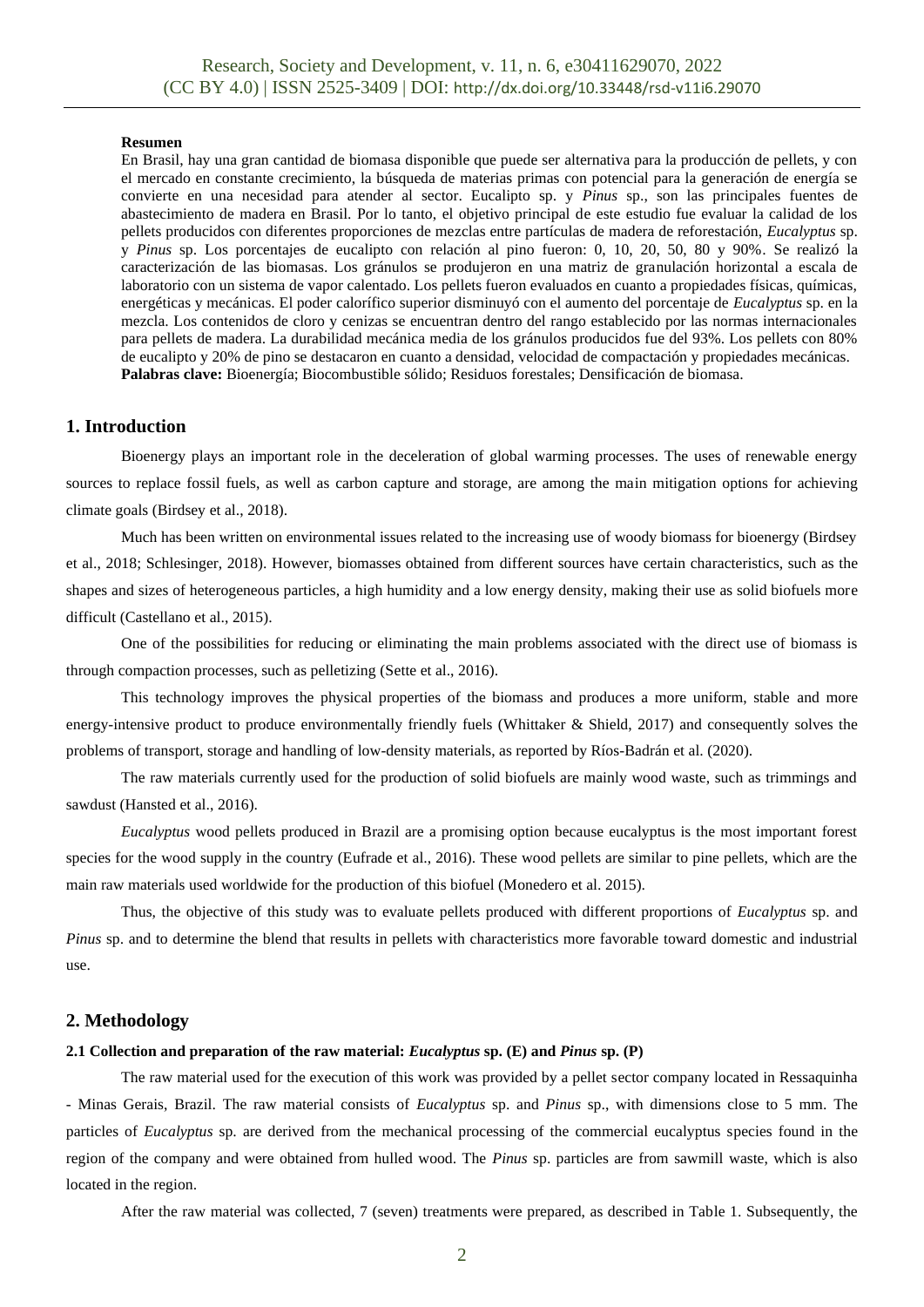**Resumen**

En Brasil, hay una gran cantidad de biomasa disponible que puede ser alternativa para la producción de pellets, y con el mercado en constante crecimiento, la búsqueda de materias primas con potencial para la generación de energía se convierte en una necesidad para atender al sector. Eucalipto sp. y *Pinus* sp., son las principales fuentes de abastecimiento de madera en Brasil. Por lo tanto, el objetivo principal de este estudio fue evaluar la calidad de los pellets producidos con diferentes proporciones de mezclas entre partículas de madera de reforestación, *Eucalyptus* sp. y *Pinus* sp. Los porcentajes de eucalipto con relación al pino fueron: 0, 10, 20, 50, 80 y 90%. Se realizó la caracterización de las biomasas. Los gránulos se produjeron en una matriz de granulación horizontal a escala de laboratorio con un sistema de vapor calentado. Los pellets fueron evaluados en cuanto a propiedades físicas, químicas, energéticas y mecánicas. El poder calorífico superior disminuyó con el aumento del porcentaje de *Eucalyptus* sp. en la mezcla. Los contenidos de cloro y cenizas se encuentran dentro del rango establecido por las normas internacionales para pellets de madera. La durabilidad mecánica media de los gránulos producidos fue del 93%. Los pellets con 80% de eucalipto y 20% de pino se destacaron en cuanto a densidad, velocidad de compactación y propiedades mecánicas.

**Palabras clave:** Bioenergía; Biocombustible sólido; Residuos forestales; Densificación de biomasa.

## 1. Introduction

Bioenergy plays an important role in the deceleration of global warming processes. The uses of renewable energy sources to replace fossil fuels, as well as carbon capture and storage, are among the main mitigation options for achieving climate goals (Birdsey et al., 2018).

Much has been written on environmental issues related to the increasing use of woody biomass for bioenergy (Birdsey et al., 2018; Schlesinger, 2018). However, biomasses obtained from different sources have certain characteristics, such as the shapes and sizes of heterogeneous particles, a high humidity and a low energy density, making their use as solid biofuels more difficult (Castellano et al., 2015).

One of the possibilities for reducing or eliminating the main problems associated with the direct use of biomass is through compaction processes, such as pelletizing (Sette et al., 2016).

This technology improves the physical properties of the biomass and produces a more uniform, stable and more energy-intensive product to produce environmentally friendly fuels (Whittaker & Shield, 2017) and consequently solves the problems of transport, storage and handling of low-density materials, as reported by Ríos-Badrán et al. (2020).

The raw materials currently used for the production of solid biofuels are mainly wood waste, such as trimmings and sawdust (Hansted et al., 2016).

*Eucalyptus* wood pellets produced in Brazil are a promising option because eucalyptus is the most important forest species for the wood supply in the country (Eufrade et al., 2016). These wood pellets are similar to pine pellets, which are the main raw materials used worldwide for the production of this biofuel (Monedero et al. 2015).

Thus, the objective of this study was to evaluate pellets produced with different proportions of *Eucalyptus* sp. and *Pinus* sp. and to determine the blend that results in pellets with characteristics more favorable toward domestic and industrial use.

## 2. Methodology

### 2.1 Collection and preparation of the raw material: *Eucalyptus* sp. (E) and *Pinus* sp. (P)

The raw material used for the execution of this work was provided by a pellet sector company located in Ressaquinha - Minas Gerais, Brazil. The raw material consists of *Eucalyptus* sp. and *Pinus* sp., with dimensions close to 5 mm. The particles of *Eucalyptus* sp. are derived from the mechanical processing of the commercial eucalyptus species found in the region of the company and were obtained from hulled wood. The *Pinus* sp. particles are from sawmill waste, which is also located in the region.

After the raw material was collected, 7 (seven) treatments were prepared, as described in Table 1. Subsequently, the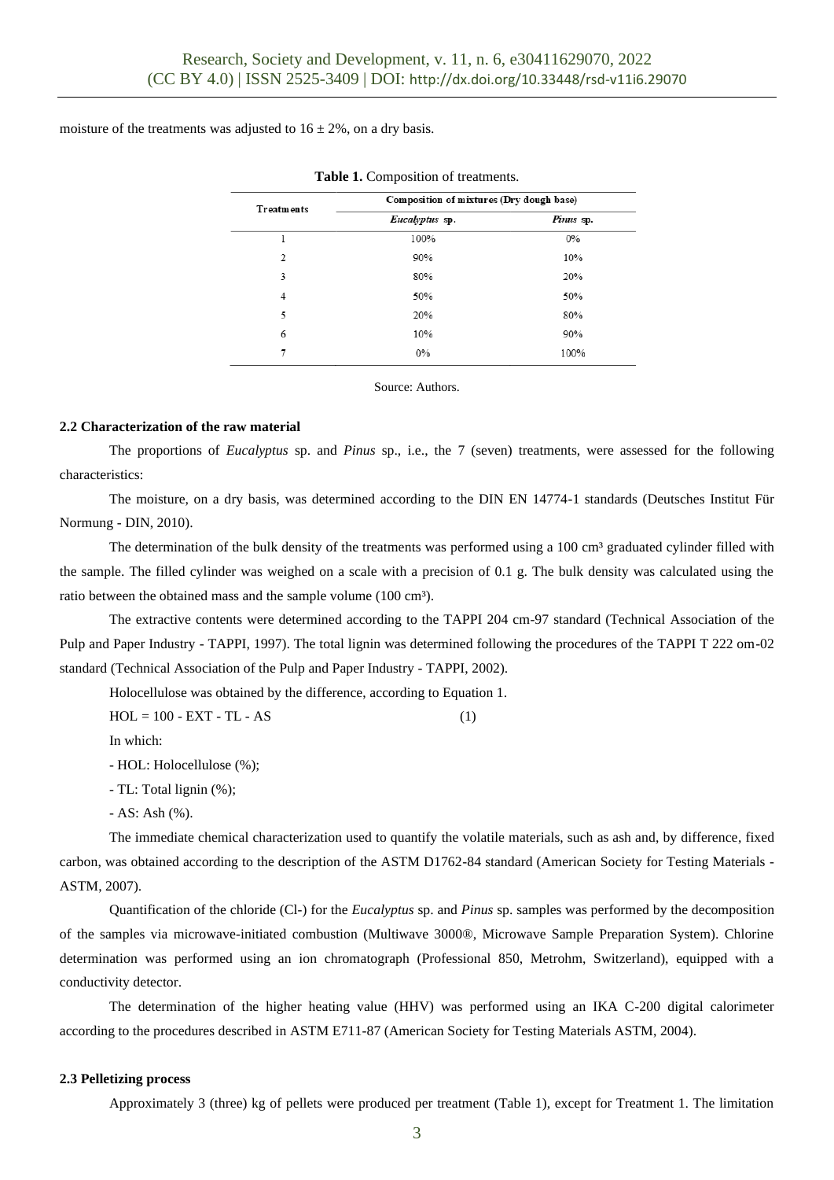moisture of the treatments was adjusted to $16 \pm 2\%$, on a dry basis.

**Table 1.** Composition of treatments.

| Treatments | Composition of mixtures (Dry dough base) | |
|---|---|---|
| | *Eucalyptus* sp. | *Pinus* sp. |
| 1 | 100% | 0% |
| 2 | 90% | 10% |
| 3 | 80% | 20% |
| 4 | 50% | 50% |
| 5 | 20% | 80% |
| 6 | 10% | 90% |
| 7 | 0% | 100% |

Source: Authors.

### 2.2 Characterization of the raw material

The proportions of *Eucalyptus* sp. and *Pinus* sp., i.e., the 7 (seven) treatments, were assessed for the following characteristics:

The moisture, on a dry basis, was determined according to the DIN EN 14774-1 standards (Deutsches Institut Für Normung - DIN, 2010).

The determination of the bulk density of the treatments was performed using a 100 cm³ graduated cylinder filled with the sample. The filled cylinder was weighed on a scale with a precision of 0.1 g. The bulk density was calculated using the ratio between the obtained mass and the sample volume (100 cm³).

The extractive contents were determined according to the TAPPI 204 cm-97 standard (Technical Association of the Pulp and Paper Industry - TAPPI, 1997). The total lignin was determined following the procedures of the TAPPI T 222 om-02 standard (Technical Association of the Pulp and Paper Industry - TAPPI, 2002).

Holocellulose was obtained by the difference, according to Equation 1.

$$HOL = 100 - EXT - TL - AS \quad (1)$$

In which:

- HOL: Holocellulose (%);
- TL: Total lignin (%);
- AS: Ash (%).

The immediate chemical characterization used to quantify the volatile materials, such as ash and, by difference, fixed carbon, was obtained according to the description of the ASTM D1762-84 standard (American Society for Testing Materials - ASTM, 2007).

Quantification of the chloride ($Cl^-$) for the *Eucalyptus* sp. and *Pinus* sp. samples was performed by the decomposition of the samples via microwave-initiated combustion (Multiwave 3000®, Microwave Sample Preparation System). Chlorine determination was performed using an ion chromatograph (Professional 850, Metrohm, Switzerland), equipped with a conductivity detector.

The determination of the higher heating value (HHV) was performed using an IKA C-200 digital calorimeter according to the procedures described in ASTM E711-87 (American Society for Testing Materials ASTM, 2004).

### 2.3 Pelletizing process

Approximately 3 (three) kg of pellets were produced per treatment (Table 1), except for Treatment 1. The limitation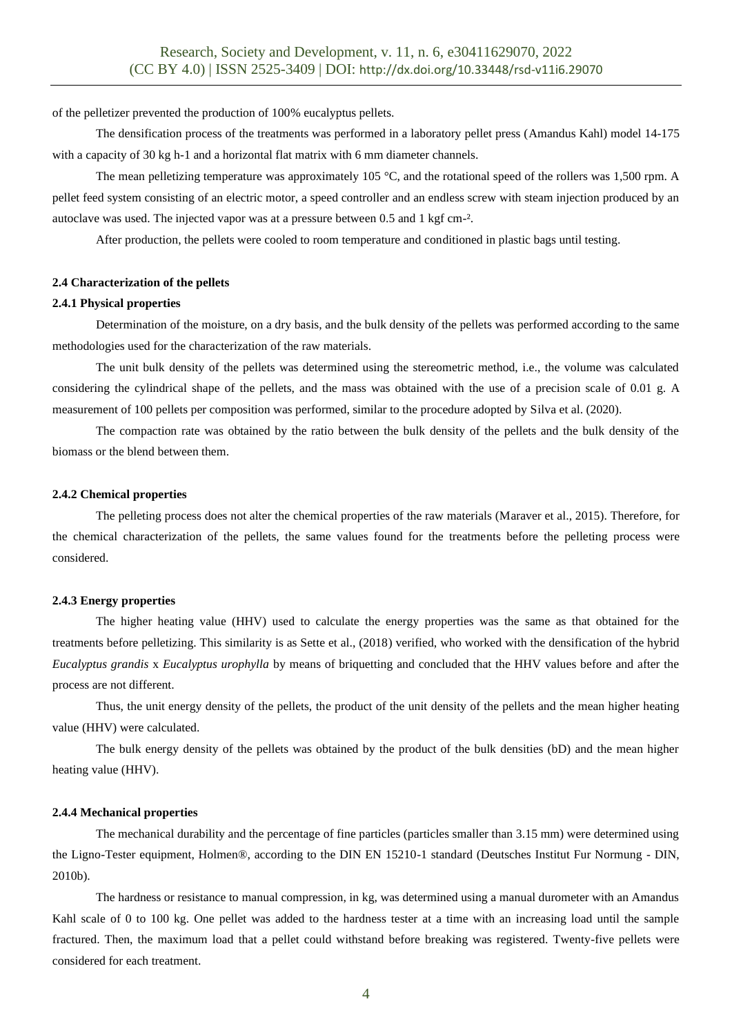of the pelletizer prevented the production of 100% eucalyptus pellets.

The densification process of the treatments was performed in a laboratory pellet press (Amandus Kahl) model 14-175 with a capacity of 30 kg h-1 and a horizontal flat matrix with 6 mm diameter channels.

The mean pelletizing temperature was approximately 105 °C, and the rotational speed of the rollers was 1,500 rpm. A pellet feed system consisting of an electric motor, a speed controller and an endless screw with steam injection produced by an autoclave was used. The injected vapor was at a pressure between 0.5 and 1 kgf cm-$^2$.

After production, the pellets were cooled to room temperature and conditioned in plastic bags until testing.

### 2.4 Characterization of the pellets

#### 2.4.1 Physical properties

Determination of the moisture, on a dry basis, and the bulk density of the pellets was performed according to the same methodologies used for the characterization of the raw materials.

The unit bulk density of the pellets was determined using the stereometric method, i.e., the volume was calculated considering the cylindrical shape of the pellets, and the mass was obtained with the use of a precision scale of 0.01 g. A measurement of 100 pellets per composition was performed, similar to the procedure adopted by Silva et al. (2020).

The compaction rate was obtained by the ratio between the bulk density of the pellets and the bulk density of the biomass or the blend between them.

#### 2.4.2 Chemical properties

The pelleting process does not alter the chemical properties of the raw materials (Maraver et al., 2015). Therefore, for the chemical characterization of the pellets, the same values found for the treatments before the pelleting process were considered.

#### 2.4.3 Energy properties

The higher heating value (HHV) used to calculate the energy properties was the same as that obtained for the treatments before pelletizing. This similarity is as Sette et al., (2018) verified, who worked with the densification of the hybrid *Eucalyptus grandis* x *Eucalyptus urophylla* by means of briquetting and concluded that the HHV values before and after the process are not different.

Thus, the unit energy density of the pellets, the product of the unit density of the pellets and the mean higher heating value (HHV) were calculated.

The bulk energy density of the pellets was obtained by the product of the bulk densities (bD) and the mean higher heating value (HHV).

#### 2.4.4 Mechanical properties

The mechanical durability and the percentage of fine particles (particles smaller than 3.15 mm) were determined using the Ligno-Tester equipment, Holmen®, according to the DIN EN 15210-1 standard (Deutsches Institut Fur Normung - DIN, 2010b).

The hardness or resistance to manual compression, in kg, was determined using a manual durometer with an Amandus Kahl scale of 0 to 100 kg. One pellet was added to the hardness tester at a time with an increasing load until the sample fractured. Then, the maximum load that a pellet could withstand before breaking was registered. Twenty-five pellets were considered for each treatment.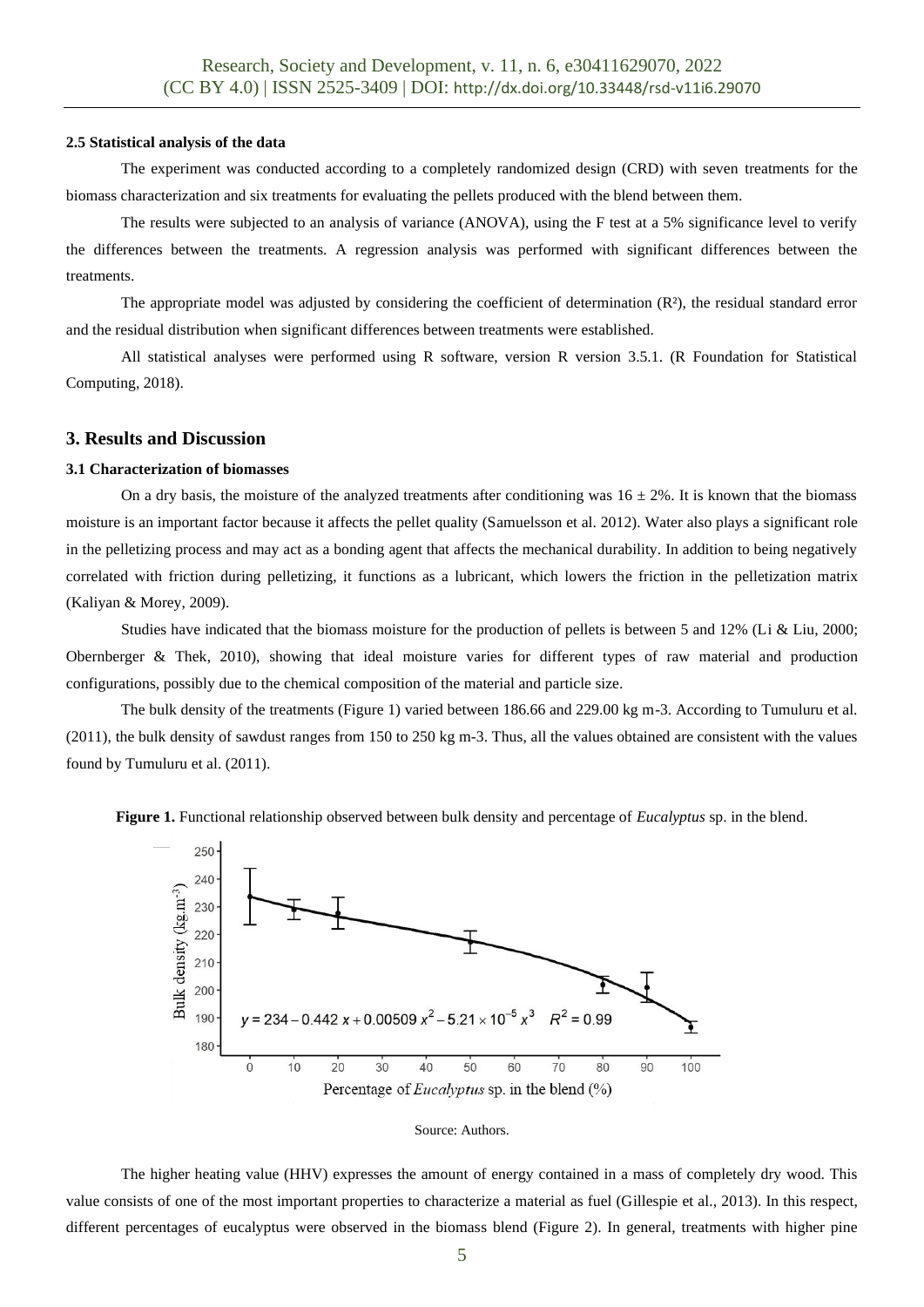#### 2.5 Statistical analysis of the data

The experiment was conducted according to a completely randomized design (CRD) with seven treatments for the biomass characterization and six treatments for evaluating the pellets produced with the blend between them.

The results were subjected to an analysis of variance (ANOVA), using the F test at a 5% significance level to verify the differences between the treatments. A regression analysis was performed with significant differences between the treatments.

The appropriate model was adjusted by considering the coefficient of determination ($R^2$), the residual standard error and the residual distribution when significant differences between treatments were established.

All statistical analyses were performed using R software, version R version 3.5.1. (R Foundation for Statistical Computing, 2018).

## 3. Results and Discussion

#### 3.1 Characterization of biomasses

On a dry basis, the moisture of the analyzed treatments after conditioning was $16 \pm 2\%$. It is known that the biomass moisture is an important factor because it affects the pellet quality (Samuelsson et al. 2012). Water also plays a significant role in the pelletizing process and may act as a bonding agent that affects the mechanical durability. In addition to being negatively correlated with friction during pelletizing, it functions as a lubricant, which lowers the friction in the pelletization matrix (Kaliyan & Morey, 2009).

Studies have indicated that the biomass moisture for the production of pellets is between 5 and 12% (Li & Liu, 2000; Obernberger & Thek, 2010), showing that ideal moisture varies for different types of raw material and production configurations, possibly due to the chemical composition of the material and particle size.

The bulk density of the treatments (Figure 1) varied between 186.66 and 229.00 kg m-3. According to Tumuluru et al. (2011), the bulk density of sawdust ranges from 150 to 250 kg m-3. Thus, all the values obtained are consistent with the values found by Tumuluru et al. (2011).

**Figure 1.** Functional relationship observed between bulk density and percentage of *Eucalyptus* sp. in the blend.

Bulk density (kg.m$^{-3}$)

250, 240, 230, 220, 210, 200, 190, 180

$y = 234 - 0.442\,x + 0.00509\,x^2 - 5.21 \times 10^{-5}\,x^3 \quad R^2 = 0.99$

0, 10, 20, 30, 40, 50, 60, 70, 80, 90, 100

Percentage of *Eucalyptus* sp. in the blend (%)

Source: Authors.

The higher heating value (HHV) expresses the amount of energy contained in a mass of completely dry wood. This value consists of one of the most important properties to characterize a material as fuel (Gillespie et al., 2013). In this respect, different percentages of eucalyptus were observed in the biomass blend (Figure 2). In general, treatments with higher pine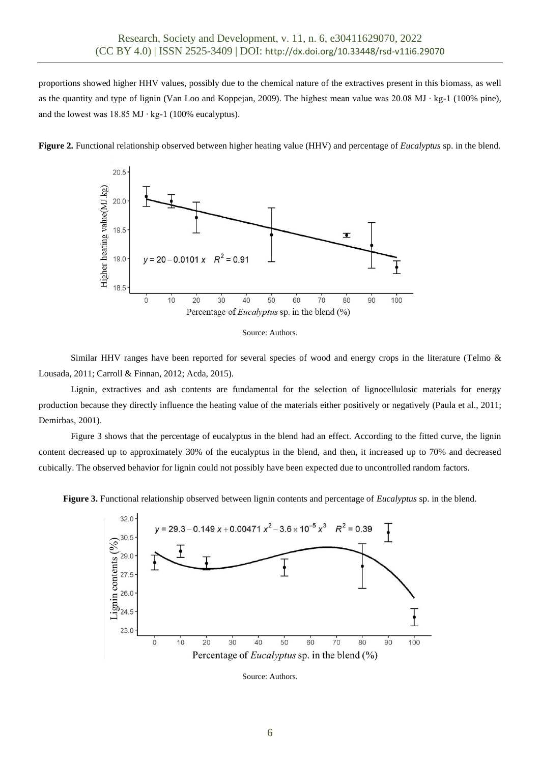proportions showed higher HHV values, possibly due to the chemical nature of the extractives present in this biomass, as well as the quantity and type of lignin (Van Loo and Koppejan, 2009). The highest mean value was 20.08 MJ · kg-1 (100% pine), and the lowest was 18.85 MJ · kg-1 (100% eucalyptus).

**Figure 2.** Functional relationship observed between higher heating value (HHV) and percentage of *Eucalyptus* sp. in the blend.

Higher heating value(MJ.kg)

20.5
20.0
19.5
19.0
18.5

$y = 20 - 0.0101\,x \quad R^2 = 0.91$

0 10 20 30 40 50 60 70 80 90 100

Percentage of *Eucalyptus* sp. in the blend (%)

Source: Authors.

Similar HHV ranges have been reported for several species of wood and energy crops in the literature (Telmo & Lousada, 2011; Carroll & Finnan, 2012; Acda, 2015).

Lignin, extractives and ash contents are fundamental for the selection of lignocellulosic materials for energy production because they directly influence the heating value of the materials either positively or negatively (Paula et al., 2011; Demirbas, 2001).

Figure 3 shows that the percentage of eucalyptus in the blend had an effect. According to the fitted curve, the lignin content decreased up to approximately 30% of the eucalyptus in the blend, and then, it increased up to 70% and decreased cubically. The observed behavior for lignin could not possibly have been expected due to uncontrolled random factors.

**Figure 3.** Functional relationship observed between lignin contents and percentage of *Eucalyptus* sp. in the blend.

Lignin contents (%)

32.0
30.5
29.0
27.5
26.0
24.5
23.0

$y = 29.3 - 0.149\,x + 0.00471\,x^2 - 3.6 \times 10^{-5}\,x^3 \quad R^2 = 0.39$

0 10 20 30 40 50 60 70 80 90 100

Percentage of *Eucalyptus* sp. in the blend (%)

Source: Authors.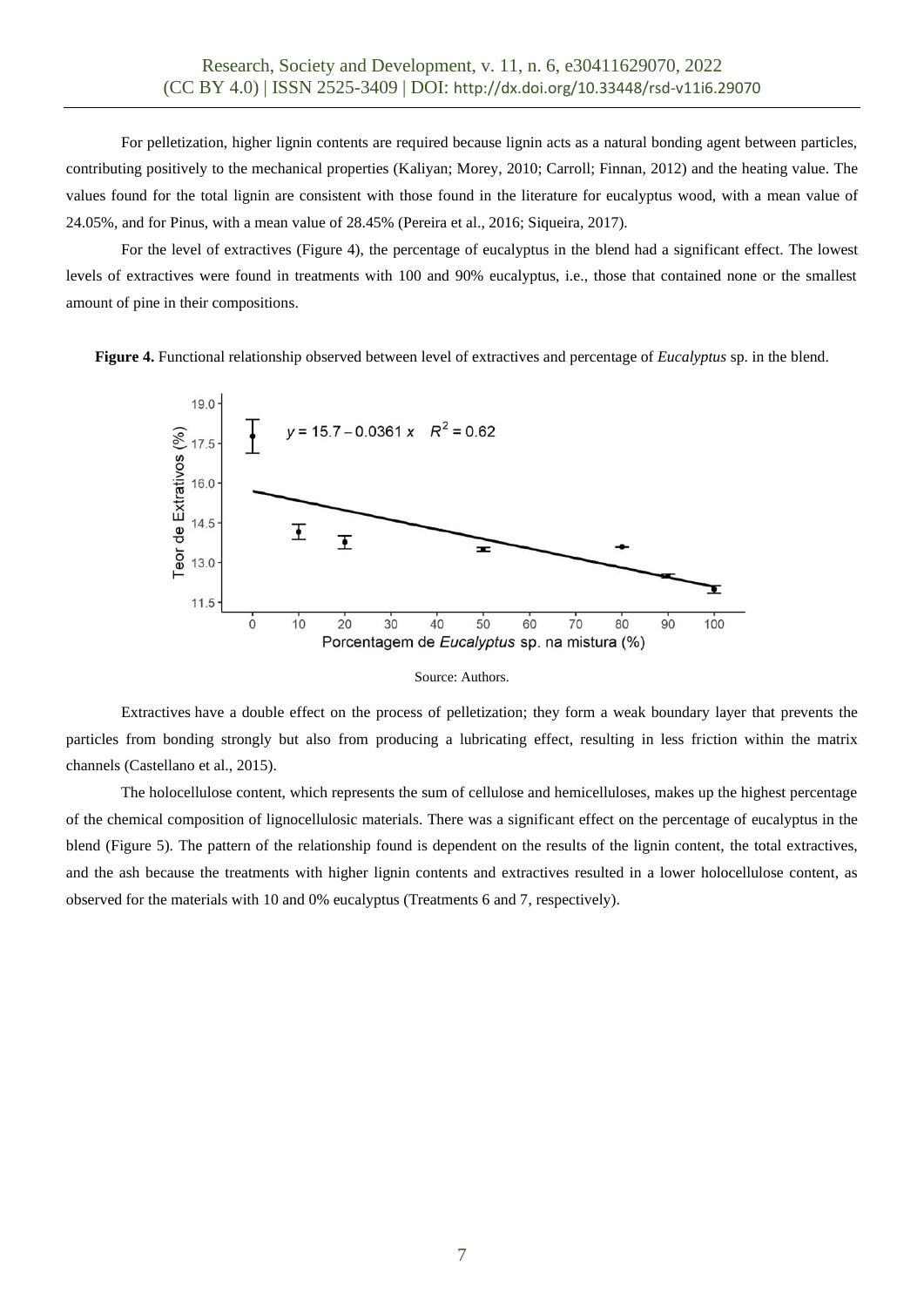For pelletization, higher lignin contents are required because lignin acts as a natural bonding agent between particles, contributing positively to the mechanical properties (Kaliyan; Morey, 2010; Carroll; Finnan, 2012) and the heating value. The values found for the total lignin are consistent with those found in the literature for eucalyptus wood, with a mean value of 24.05%, and for Pinus, with a mean value of 28.45% (Pereira et al., 2016; Siqueira, 2017).

For the level of extractives (Figure 4), the percentage of eucalyptus in the blend had a significant effect. The lowest levels of extractives were found in treatments with 100 and 90% eucalyptus, i.e., those that contained none or the smallest amount of pine in their compositions.

**Figure 4.** Functional relationship observed between level of extractives and percentage of *Eucalyptus* sp. in the blend.

$y = 15.7 - 0.0361\,x \quad R^2 = 0.62$

Teor de Extrativos (%)

19.0
17.5
16.0
14.5
13.0
11.5

0 10 20 30 40 50 60 70 80 90 100

Porcentagem de *Eucalyptus* sp. na mistura (%)

Source: Authors.

Extractives have a double effect on the process of pelletization; they form a weak boundary layer that prevents the particles from bonding strongly but also from producing a lubricating effect, resulting in less friction within the matrix channels (Castellano et al., 2015).

The holocellulose content, which represents the sum of cellulose and hemicelluloses, makes up the highest percentage of the chemical composition of lignocellulosic materials. There was a significant effect on the percentage of eucalyptus in the blend (Figure 5). The pattern of the relationship found is dependent on the results of the lignin content, the total extractives, and the ash because the treatments with higher lignin contents and extractives resulted in a lower holocellulose content, as observed for the materials with 10 and 0% eucalyptus (Treatments 6 and 7, respectively).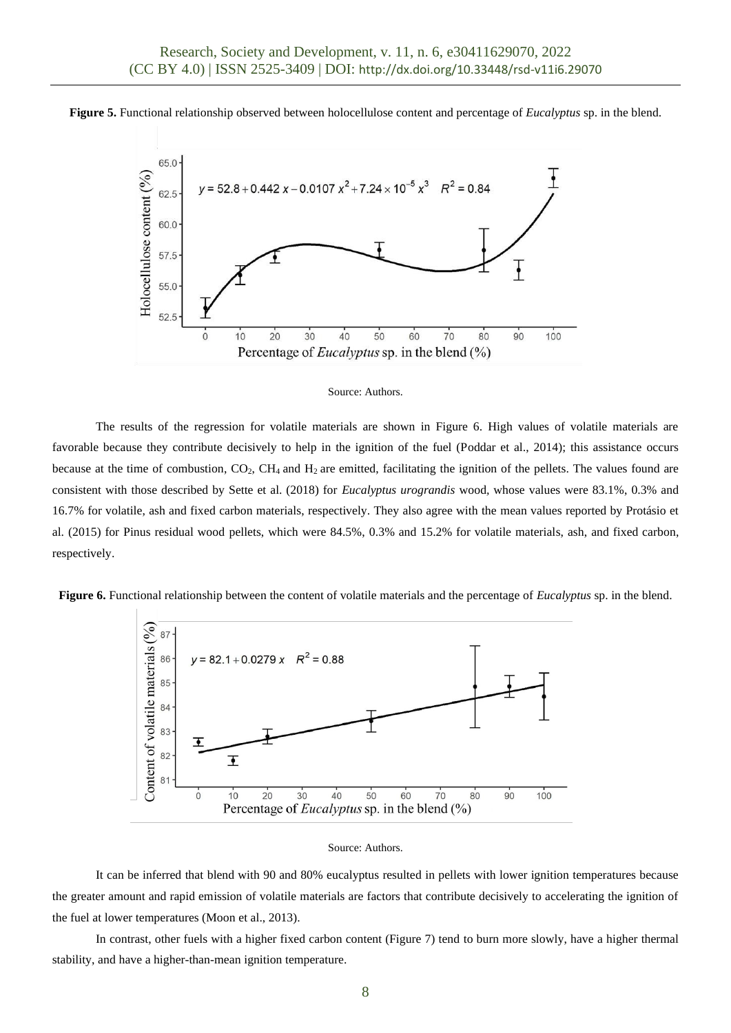**Figure 5.** Functional relationship observed between holocellulose content and percentage of *Eucalyptus* sp. in the blend.

$y = 52.8 + 0.442\,x - 0.0107\,x^2 + 7.24 \times 10^{-5}\,x^3 \quad R^2 = 0.84$

Holocellulose content (%)

65.0
62.5
60.0
57.5
55.0
52.5

0 10 20 30 40 50 60 70 80 90 100

Percentage of *Eucalyptus* sp. in the blend (%)

Source: Authors.

The results of the regression for volatile materials are shown in Figure 6. High values of volatile materials are favorable because they contribute decisively to help in the ignition of the fuel (Poddar et al., 2014); this assistance occurs because at the time of combustion, $CO_2$, $CH_4$ and $H_2$ are emitted, facilitating the ignition of the pellets. The values found are consistent with those described by Sette et al. (2018) for *Eucalyptus urograndis* wood, whose values were 83.1%, 0.3% and 16.7% for volatile, ash and fixed carbon materials, respectively. They also agree with the mean values reported by Protásio et al. (2015) for Pinus residual wood pellets, which were 84.5%, 0.3% and 15.2% for volatile materials, ash, and fixed carbon, respectively.

**Figure 6.** Functional relationship between the content of volatile materials and the percentage of *Eucalyptus* sp. in the blend.

$y = 82.1 + 0.0279\,x \quad R^2 = 0.88$

Content of volatile materials (%)

87
86
85
84
83
82
81

0 10 20 30 40 50 60 70 80 90 100

Percentage of *Eucalyptus* sp. in the blend (%)

Source: Authors.

It can be inferred that blend with 90 and 80% eucalyptus resulted in pellets with lower ignition temperatures because the greater amount and rapid emission of volatile materials are factors that contribute decisively to accelerating the ignition of the fuel at lower temperatures (Moon et al., 2013).

In contrast, other fuels with a higher fixed carbon content (Figure 7) tend to burn more slowly, have a higher thermal stability, and have a higher-than-mean ignition temperature.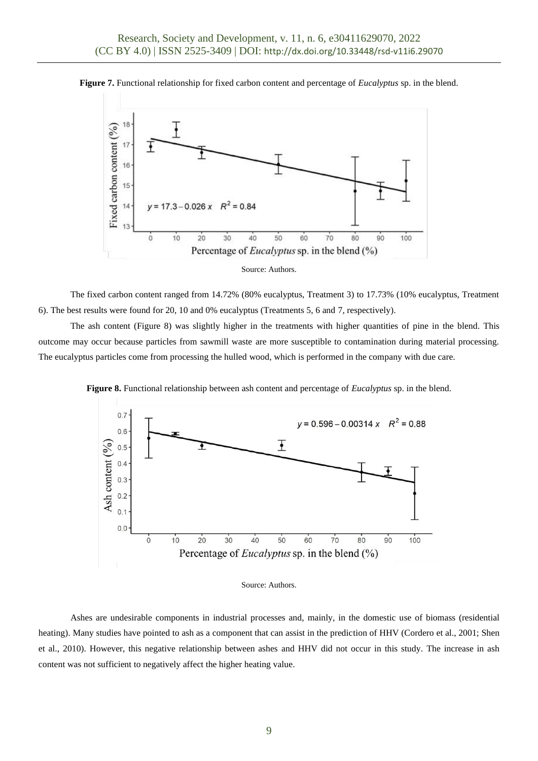**Figure 7.** Functional relationship for fixed carbon content and percentage of *Eucalyptus* sp. in the blend.

Fixed carbon content (%)

18
17
16
15
14
13

$y = 17.3 - 0.026\,x \quad R^2 = 0.84$

0 10 20 30 40 50 60 70 80 90 100

Percentage of *Eucalyptus* sp. in the blend (%)

Source: Authors.

The fixed carbon content ranged from 14.72% (80% eucalyptus, Treatment 3) to 17.73% (10% eucalyptus, Treatment 6). The best results were found for 20, 10 and 0% eucalyptus (Treatments 5, 6 and 7, respectively).

The ash content (Figure 8) was slightly higher in the treatments with higher quantities of pine in the blend. This outcome may occur because particles from sawmill waste are more susceptible to contamination during material processing. The eucalyptus particles come from processing the hulled wood, which is performed in the company with due care.

**Figure 8.** Functional relationship between ash content and percentage of *Eucalyptus* sp. in the blend.

Ash content (%)

0.7
0.6
0.5
0.4
0.3
0.2
0.1
0.0

$y = 0.596 - 0.00314\,x \quad R^2 = 0.88$

0 10 20 30 40 50 60 70 80 90 100

Percentage of *Eucalyptus* sp. in the blend (%)

Source: Authors.

Ashes are undesirable components in industrial processes and, mainly, in the domestic use of biomass (residential heating). Many studies have pointed to ash as a component that can assist in the prediction of HHV (Cordero et al., 2001; Shen et al., 2010). However, this negative relationship between ashes and HHV did not occur in this study. The increase in ash content was not sufficient to negatively affect the higher heating value.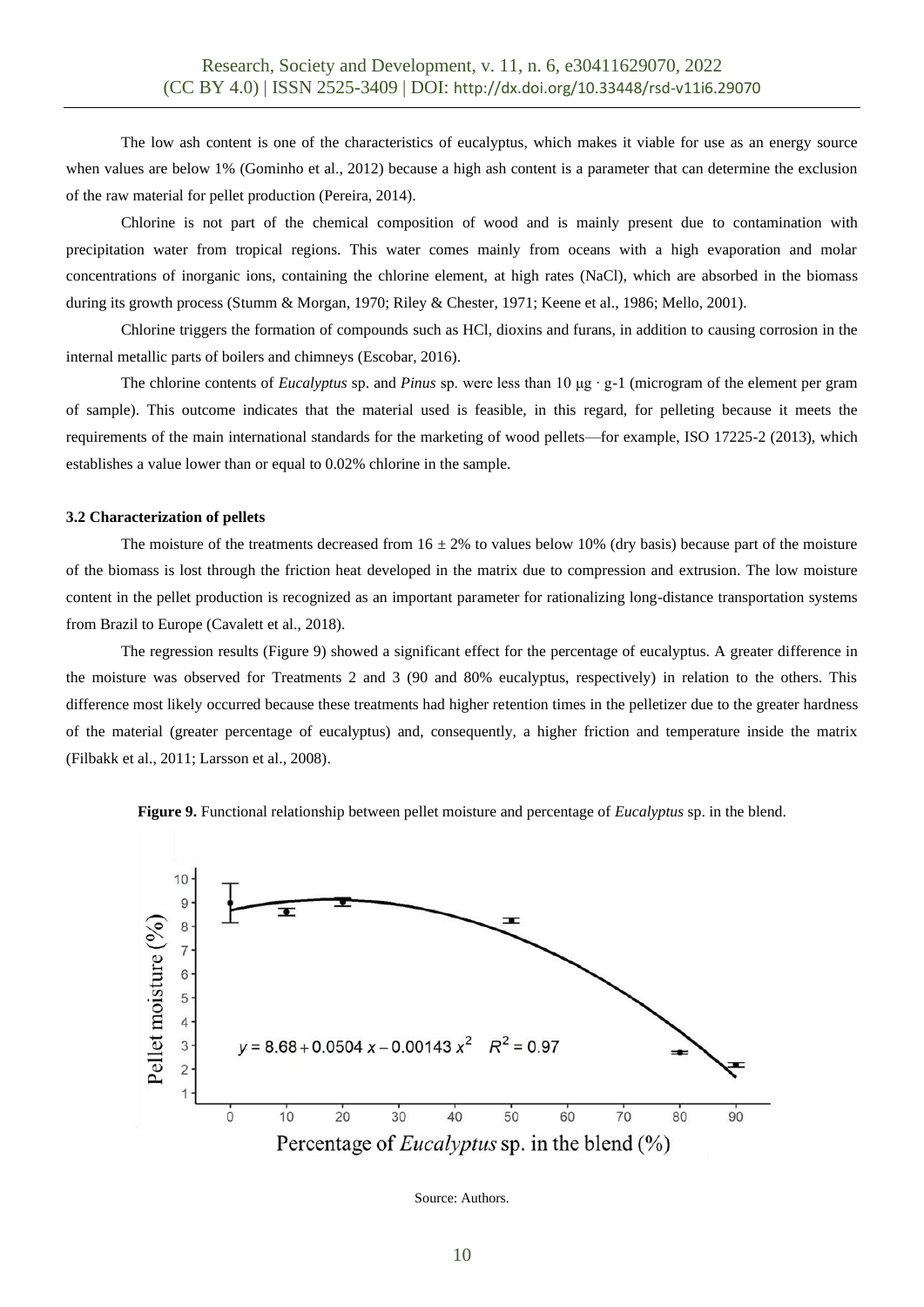The low ash content is one of the characteristics of eucalyptus, which makes it viable for use as an energy source when values are below 1% (Gominho et al., 2012) because a high ash content is a parameter that can determine the exclusion of the raw material for pellet production (Pereira, 2014).

Chlorine is not part of the chemical composition of wood and is mainly present due to contamination with precipitation water from tropical regions. This water comes mainly from oceans with a high evaporation and molar concentrations of inorganic ions, containing the chlorine element, at high rates (NaCl), which are absorbed in the biomass during its growth process (Stumm & Morgan, 1970; Riley & Chester, 1971; Keene et al., 1986; Mello, 2001).

Chlorine triggers the formation of compounds such as HCl, dioxins and furans, in addition to causing corrosion in the internal metallic parts of boilers and chimneys (Escobar, 2016).

The chlorine contents of *Eucalyptus* sp. and *Pinus* sp. were less than 10 μg · g-1 (microgram of the element per gram of sample). This outcome indicates that the material used is feasible, in this regard, for pelleting because it meets the requirements of the main international standards for the marketing of wood pellets—for example, ISO 17225-2 (2013), which establishes a value lower than or equal to 0.02% chlorine in the sample.

### 3.2 Characterization of pellets

The moisture of the treatments decreased from 16 ± 2% to values below 10% (dry basis) because part of the moisture of the biomass is lost through the friction heat developed in the matrix due to compression and extrusion. The low moisture content in the pellet production is recognized as an important parameter for rationalizing long-distance transportation systems from Brazil to Europe (Cavalett et al., 2018).

The regression results (Figure 9) showed a significant effect for the percentage of eucalyptus. A greater difference in the moisture was observed for Treatments 2 and 3 (90 and 80% eucalyptus, respectively) in relation to the others. This difference most likely occurred because these treatments had higher retention times in the pelletizer due to the greater hardness of the material (greater percentage of eucalyptus) and, consequently, a higher friction and temperature inside the matrix (Filbakk et al., 2011; Larsson et al., 2008).

**Figure 9.** Functional relationship between pellet moisture and percentage of *Eucalyptus* sp. in the blend.

Pellet moisture (%)

$y = 8.68 + 0.0504\,x - 0.00143\,x^2 \quad R^2 = 0.97$

Percentage of *Eucalyptus* sp. in the blend (%)

Source: Authors.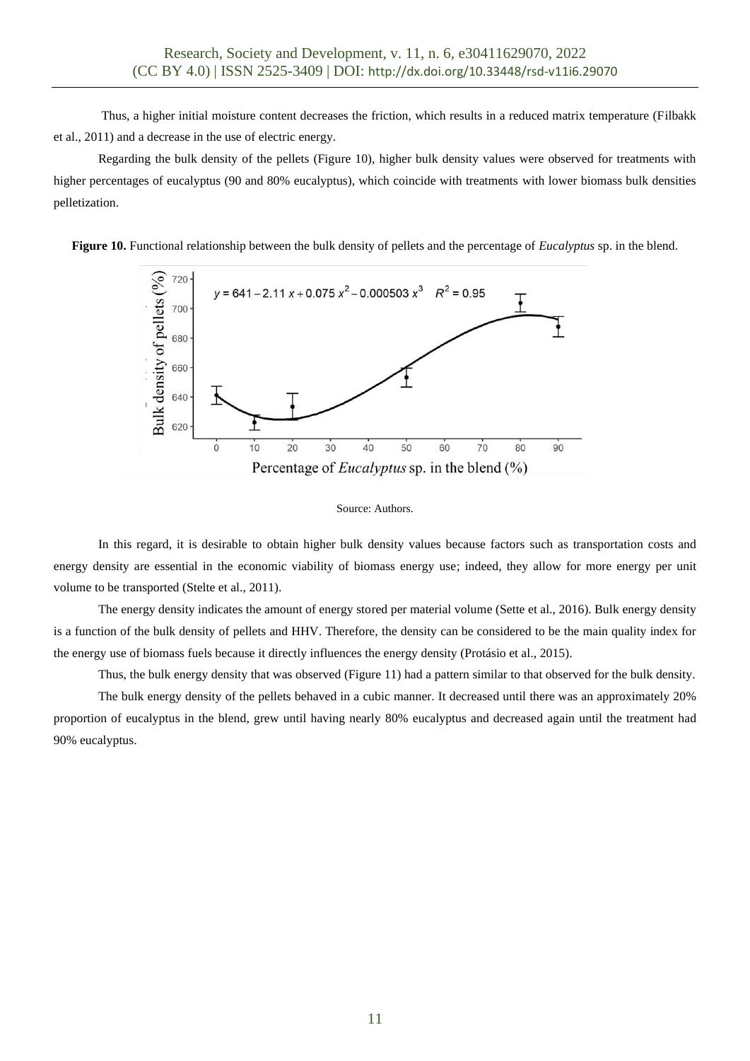Thus, a higher initial moisture content decreases the friction, which results in a reduced matrix temperature (Filbakk et al., 2011) and a decrease in the use of electric energy.

Regarding the bulk density of the pellets (Figure 10), higher bulk density values were observed for treatments with higher percentages of eucalyptus (90 and 80% eucalyptus), which coincide with treatments with lower biomass bulk densities pelletization.

**Figure 10.** Functional relationship between the bulk density of pellets and the percentage of *Eucalyptus* sp. in the blend.

$y = 641 - 2.11\,x + 0.075\,x^2 - 0.000503\,x^3 \quad R^2 = 0.95$

Bulk density of pellets (%)

720
700
680
660
640
620

0 10 20 30 40 50 60 70 80 90

Percentage of *Eucalyptus* sp. in the blend (%)

Source: Authors.

In this regard, it is desirable to obtain higher bulk density values because factors such as transportation costs and energy density are essential in the economic viability of biomass energy use; indeed, they allow for more energy per unit volume to be transported (Stelte et al., 2011).

The energy density indicates the amount of energy stored per material volume (Sette et al., 2016). Bulk energy density is a function of the bulk density of pellets and HHV. Therefore, the density can be considered to be the main quality index for the energy use of biomass fuels because it directly influences the energy density (Protásio et al., 2015).

Thus, the bulk energy density that was observed (Figure 11) had a pattern similar to that observed for the bulk density.

The bulk energy density of the pellets behaved in a cubic manner. It decreased until there was an approximately 20% proportion of eucalyptus in the blend, grew until having nearly 80% eucalyptus and decreased again until the treatment had 90% eucalyptus.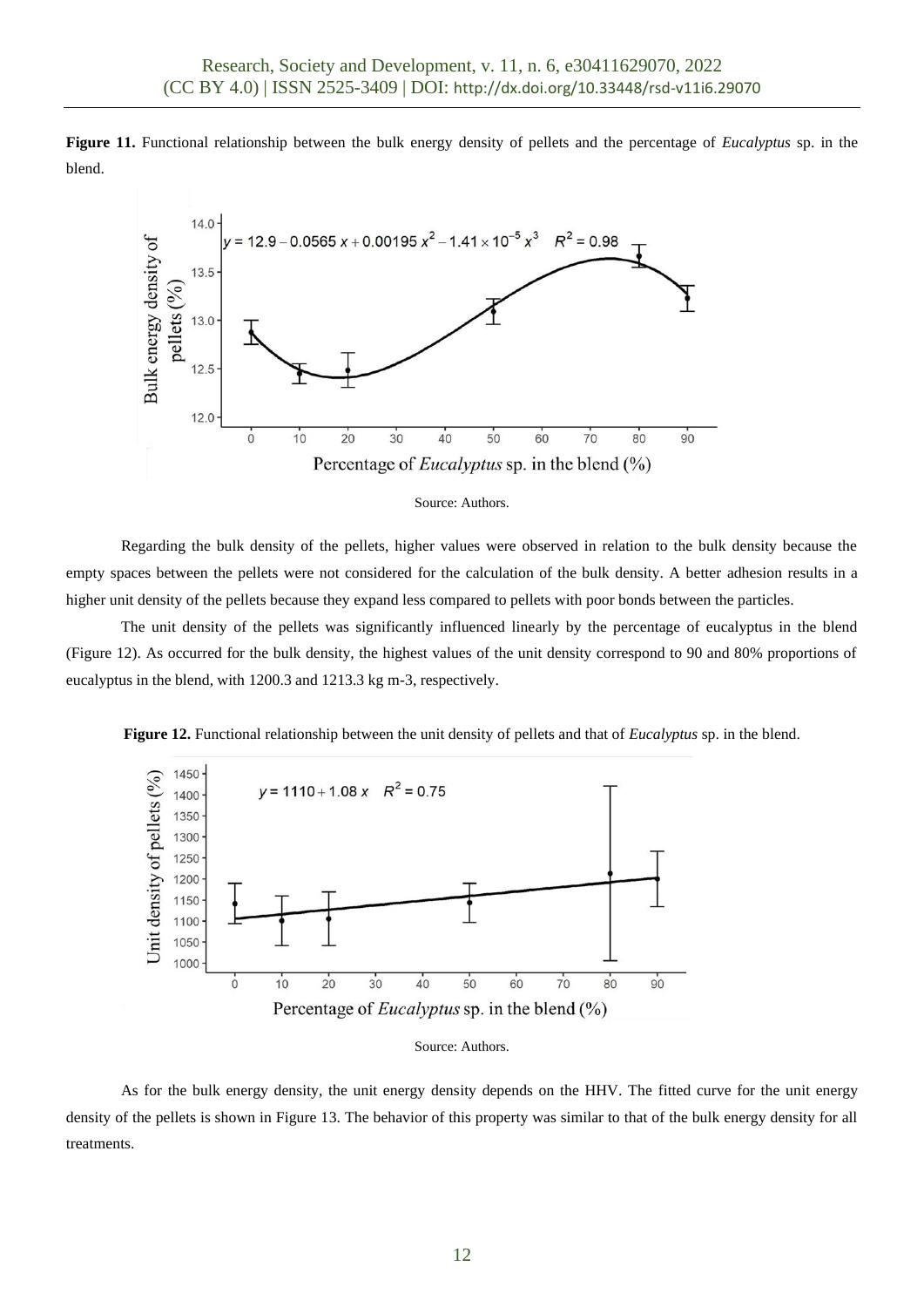**Figure 11.** Functional relationship between the bulk energy density of pellets and the percentage of *Eucalyptus* sp. in the blend.

$y = 12.9 - 0.0565\,x + 0.00195\,x^2 - 1.41 \times 10^{-5}\,x^3 \quad R^2 = 0.98$

Bulk energy density of pellets (%)

14.0
13.5
13.0
12.5
12.0

0 10 20 30 40 50 60 70 80 90

Percentage of *Eucalyptus* sp. in the blend (%)

Source: Authors.

Regarding the bulk density of the pellets, higher values were observed in relation to the bulk density because the empty spaces between the pellets were not considered for the calculation of the bulk density. A better adhesion results in a higher unit density of the pellets because they expand less compared to pellets with poor bonds between the particles.

The unit density of the pellets was significantly influenced linearly by the percentage of eucalyptus in the blend (Figure 12). As occurred for the bulk density, the highest values of the unit density correspond to 90 and 80% proportions of eucalyptus in the blend, with 1200.3 and 1213.3 kg m-3, respectively.

**Figure 12.** Functional relationship between the unit density of pellets and that of *Eucalyptus* sp. in the blend.

$y = 1110 + 1.08\,x \quad R^2 = 0.75$

Unit density of pellets (%)

1450
1400
1350
1300
1250
1200
1150
1100
1050
1000

0 10 20 30 40 50 60 70 80 90

Percentage of *Eucalyptus* sp. in the blend (%)

Source: Authors.

As for the bulk energy density, the unit energy density depends on the HHV. The fitted curve for the unit energy density of the pellets is shown in Figure 13. The behavior of this property was similar to that of the bulk energy density for all treatments.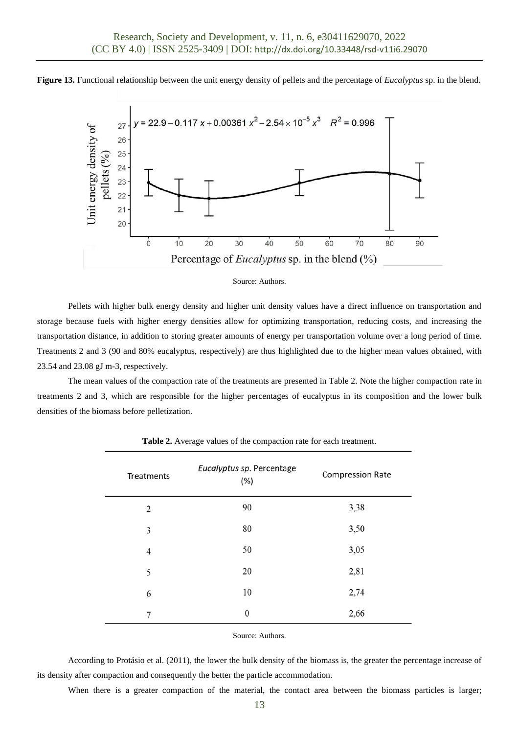**Figure 13.** Functional relationship between the unit energy density of pellets and the percentage of *Eucalyptus* sp. in the blend.

$y = 22.9 - 0.117\,x + 0.00361\,x^2 - 2.54 \times 10^{-5}\,x^3 \quad R^2 = 0.996$

Unit energy density of pellets (%)

20
21
22
23
24
25
26
27

0
10
20
30
40
50
60
70
80
90

Percentage of *Eucalyptus* sp. in the blend (%)

Source: Authors.

Pellets with higher bulk energy density and higher unit density values have a direct influence on transportation and storage because fuels with higher energy densities allow for optimizing transportation, reducing costs, and increasing the transportation distance, in addition to storing greater amounts of energy per transportation volume over a long period of time. Treatments 2 and 3 (90 and 80% eucalyptus, respectively) are thus highlighted due to the higher mean values obtained, with 23.54 and 23.08 gJ m-3, respectively.

The mean values of the compaction rate of the treatments are presented in Table 2. Note the higher compaction rate in treatments 2 and 3, which are responsible for the higher percentages of eucalyptus in its composition and the lower bulk densities of the biomass before pelletization.

**Table 2.** Average values of the compaction rate for each treatment.

| Treatments | *Eucalyptus sp.* Percentage (%) | Compression Rate |
|---|---|---|
| 2 | 90 | 3,38 |
| 3 | 80 | 3,50 |
| 4 | 50 | 3,05 |
| 5 | 20 | 2,81 |
| 6 | 10 | 2,74 |
| 7 | 0 | 2,66 |

Source: Authors.

According to Protásio et al. (2011), the lower the bulk density of the biomass is, the greater the percentage increase of its density after compaction and consequently the better the particle accommodation.

When there is a greater compaction of the material, the contact area between the biomass particles is larger;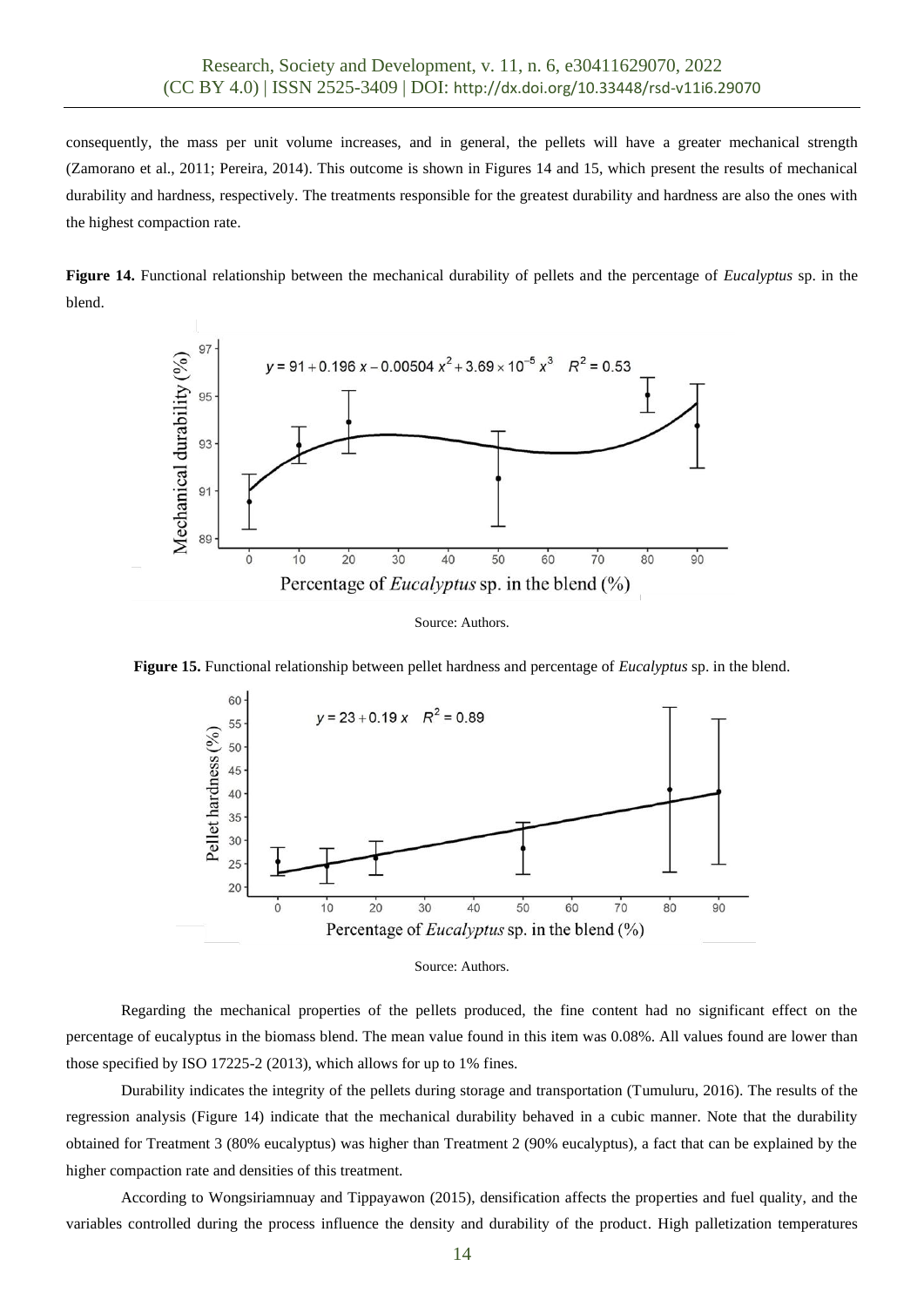consequently, the mass per unit volume increases, and in general, the pellets will have a greater mechanical strength (Zamorano et al., 2011; Pereira, 2014). This outcome is shown in Figures 14 and 15, which present the results of mechanical durability and hardness, respectively. The treatments responsible for the greatest durability and hardness are also the ones with the highest compaction rate.

**Figure 14.** Functional relationship between the mechanical durability of pellets and the percentage of *Eucalyptus* sp. in the blend.

$y = 91 + 0.196\,x - 0.00504\,x^2 + 3.69 \times 10^{-5}\,x^3 \quad R^2 = 0.53$

Mechanical durability (%)

97
95
93
91
89

0 10 20 30 40 50 60 70 80 90

Percentage of *Eucalyptus* sp. in the blend (%)

Source: Authors.

**Figure 15.** Functional relationship between pellet hardness and percentage of *Eucalyptus* sp. in the blend.

$y = 23 + 0.19\,x \quad R^2 = 0.89$

Pellet hardness (%)

60
55
50
45
40
35
30
25
20

0 10 20 30 40 50 60 70 80 90

Percentage of *Eucalyptus* sp. in the blend (%)

Source: Authors.

Regarding the mechanical properties of the pellets produced, the fine content had no significant effect on the percentage of eucalyptus in the biomass blend. The mean value found in this item was 0.08%. All values found are lower than those specified by ISO 17225-2 (2013), which allows for up to 1% fines.

Durability indicates the integrity of the pellets during storage and transportation (Tumuluru, 2016). The results of the regression analysis (Figure 14) indicate that the mechanical durability behaved in a cubic manner. Note that the durability obtained for Treatment 3 (80% eucalyptus) was higher than Treatment 2 (90% eucalyptus), a fact that can be explained by the higher compaction rate and densities of this treatment.

According to Wongsiriamnuay and Tippayawon (2015), densification affects the properties and fuel quality, and the variables controlled during the process influence the density and durability of the product. High palletization temperatures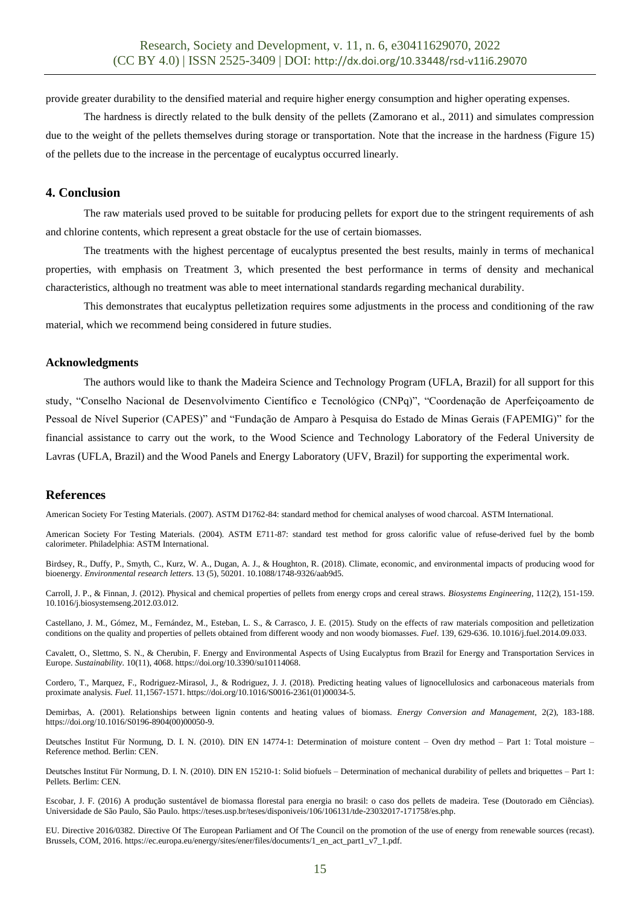provide greater durability to the densified material and require higher energy consumption and higher operating expenses.

The hardness is directly related to the bulk density of the pellets (Zamorano et al., 2011) and simulates compression due to the weight of the pellets themselves during storage or transportation. Note that the increase in the hardness (Figure 15) of the pellets due to the increase in the percentage of eucalyptus occurred linearly.

## 4. Conclusion

The raw materials used proved to be suitable for producing pellets for export due to the stringent requirements of ash and chlorine contents, which represent a great obstacle for the use of certain biomasses.

The treatments with the highest percentage of eucalyptus presented the best results, mainly in terms of mechanical properties, with emphasis on Treatment 3, which presented the best performance in terms of density and mechanical characteristics, although no treatment was able to meet international standards regarding mechanical durability.

This demonstrates that eucalyptus pelletization requires some adjustments in the process and conditioning of the raw material, which we recommend being considered in future studies.

### Acknowledgments

The authors would like to thank the Madeira Science and Technology Program (UFLA, Brazil) for all support for this study, "Conselho Nacional de Desenvolvimento Científico e Tecnológico (CNPq)", "Coordenação de Aperfeiçoamento de Pessoal de Nível Superior (CAPES)" and "Fundação de Amparo à Pesquisa do Estado de Minas Gerais (FAPEMIG)" for the financial assistance to carry out the work, to the Wood Science and Technology Laboratory of the Federal University de Lavras (UFLA, Brazil) and the Wood Panels and Energy Laboratory (UFV, Brazil) for supporting the experimental work.

## References

American Society For Testing Materials. (2007). ASTM D1762-84: standard method for chemical analyses of wood charcoal. ASTM International.

American Society For Testing Materials. (2004). ASTM E711-87: standard test method for gross calorific value of refuse-derived fuel by the bomb calorimeter. Philadelphia: ASTM International.

Birdsey, R., Duffy, P., Smyth, C., Kurz, W. A., Dugan, A. J., & Houghton, R. (2018). Climate, economic, and environmental impacts of producing wood for bioenergy. *Environmental research letters*. 13 (5), 50201. 10.1088/1748-9326/aab9d5.

Carroll, J. P., & Finnan, J. (2012). Physical and chemical properties of pellets from energy crops and cereal straws. *Biosystems Engineering*, 112(2), 151-159. 10.1016/j.biosystemseng.2012.03.012.

Castellano, J. M., Gómez, M., Fernández, M., Esteban, L. S., & Carrasco, J. E. (2015). Study on the effects of raw materials composition and pelletization conditions on the quality and properties of pellets obtained from different woody and non woody biomasses. *Fuel*. 139, 629-636. 10.1016/j.fuel.2014.09.033.

Cavalett, O., Slettmo, S. N., & Cherubin, F. Energy and Environmental Aspects of Using Eucalyptus from Brazil for Energy and Transportation Services in Europe. *Sustainability*. 10(11), 4068. https://doi.org/10.3390/su10114068.

Cordero, T., Marquez, F., Rodriguez-Mirasol, J., & Rodriguez, J. J. (2018). Predicting heating values of lignocellulosics and carbonaceous materials from proximate analysis. *Fuel*. 11,1567-1571. https://doi.org/10.1016/S0016-2361(01)00034-5.

Demirbas, A. (2001). Relationships between lignin contents and heating values of biomass. *Energy Conversion and Management*, 2(2), 183-188. https://doi.org/10.1016/S0196-8904(00)00050-9.

Deutsches Institut Für Normung, D. I. N. (2010). DIN EN 14774-1: Determination of moisture content – Oven dry method – Part 1: Total moisture – Reference method. Berlin: CEN.

Deutsches Institut Für Normung, D. I. N. (2010). DIN EN 15210-1: Solid biofuels – Determination of mechanical durability of pellets and briquettes – Part 1: Pellets. Berlim: CEN.

Escobar, J. F. (2016) A produção sustentável de biomassa florestal para energia no brasil: o caso dos pellets de madeira. Tese (Doutorado em Ciências). Universidade de São Paulo, São Paulo. https://teses.usp.br/teses/disponiveis/106/106131/tde-23032017-171758/es.php.

EU. Directive 2016/0382. Directive Of The European Parliament and Of The Council on the promotion of the use of energy from renewable sources (recast). Brussels, COM, 2016. https://ec.europa.eu/energy/sites/ener/files/documents/1_en_act_part1_v7_1.pdf.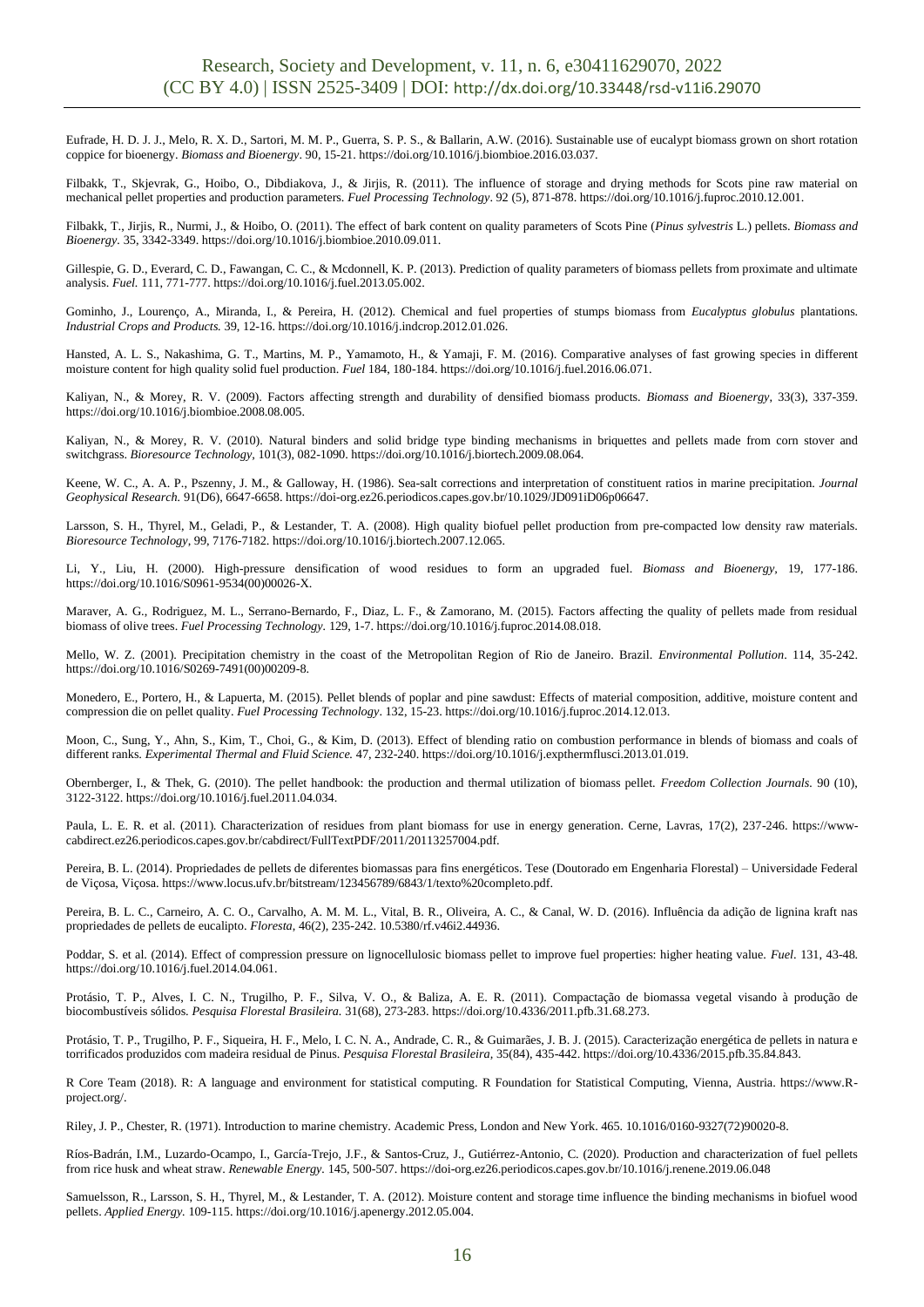Eufrade, H. D. J. J., Melo, R. X. D., Sartori, M. M. P., Guerra, S. P. S., & Ballarin, A.W. (2016). Sustainable use of eucalypt biomass grown on short rotation coppice for bioenergy. *Biomass and Bioenergy*. 90, 15-21. https://doi.org/10.1016/j.biombioe.2016.03.037.

Filbakk, T., Skjevrak, G., Hoibo, O., Dibdiakova, J., & Jirjis, R. (2011). The influence of storage and drying methods for Scots pine raw material on mechanical pellet properties and production parameters. *Fuel Processing Technology*. 92 (5), 871-878. https://doi.org/10.1016/j.fuproc.2010.12.001.

Filbakk, T., Jirjis, R., Nurmi, J., & Hoibo, O. (2011). The effect of bark content on quality parameters of Scots Pine (*Pinus sylvestris* L.) pellets. *Biomass and Bioenergy*. 35, 3342-3349. https://doi.org/10.1016/j.biombioe.2010.09.011.

Gillespie, G. D., Everard, C. D., Fawangan, C. C., & Mcdonnell, K. P. (2013). Prediction of quality parameters of biomass pellets from proximate and ultimate analysis. *Fuel*. 111, 771-777. https://doi.org/10.1016/j.fuel.2013.05.002.

Gominho, J., Lourenço, A., Miranda, I., & Pereira, H. (2012). Chemical and fuel properties of stumps biomass from *Eucalyptus globulus* plantations. *Industrial Crops and Products.* 39, 12-16. https://doi.org/10.1016/j.indcrop.2012.01.026.

Hansted, A. L. S., Nakashima, G. T., Martins, M. P., Yamamoto, H., & Yamaji, F. M. (2016). Comparative analyses of fast growing species in different moisture content for high quality solid fuel production. *Fuel* 184, 180-184. https://doi.org/10.1016/j.fuel.2016.06.071.

Kaliyan, N., & Morey, R. V. (2009). Factors affecting strength and durability of densified biomass products. *Biomass and Bioenergy*, 33(3), 337-359. https://doi.org/10.1016/j.biombioe.2008.08.005.

Kaliyan, N., & Morey, R. V. (2010). Natural binders and solid bridge type binding mechanisms in briquettes and pellets made from corn stover and switchgrass. *Bioresource Technology*, 101(3), 082-1090. https://doi.org/10.1016/j.biortech.2009.08.064.

Keene, W. C., A. A. P., Pszenny, J. M., & Galloway, H. (1986). Sea-salt corrections and interpretation of constituent ratios in marine precipitation. *Journal Geophysical Research*. 91(D6), 6647-6658. https://doi-org.ez26.periodicos.capes.gov.br/10.1029/JD091iD06p06647.

Larsson, S. H., Thyrel, M., Geladi, P., & Lestander, T. A. (2008). High quality biofuel pellet production from pre-compacted low density raw materials. *Bioresource Technology*, 99, 7176-7182. https://doi.org/10.1016/j.biortech.2007.12.065.

Li, Y., Liu, H. (2000). High-pressure densification of wood residues to form an upgraded fuel. *Biomass and Bioenergy*, 19, 177-186. https://doi.org/10.1016/S0961-9534(00)00026-X.

Maraver, A. G., Rodriguez, M. L., Serrano-Bernardo, F., Diaz, L. F., & Zamorano, M. (2015). Factors affecting the quality of pellets made from residual biomass of olive trees. *Fuel Processing Technology*. 129, 1-7. https://doi.org/10.1016/j.fuproc.2014.08.018.

Mello, W. Z. (2001). Precipitation chemistry in the coast of the Metropolitan Region of Rio de Janeiro. Brazil. *Environmental Pollution*. 114, 35-242. https://doi.org/10.1016/S0269-7491(00)00209-8.

Monedero, E., Portero, H., & Lapuerta, M. (2015). Pellet blends of poplar and pine sawdust: Effects of material composition, additive, moisture content and compression die on pellet quality. *Fuel Processing Technology*. 132, 15-23. https://doi.org/10.1016/j.fuproc.2014.12.013.

Moon, C., Sung, Y., Ahn, S., Kim, T., Choi, G., & Kim, D. (2013). Effect of blending ratio on combustion performance in blends of biomass and coals of different ranks. *Experimental Thermal and Fluid Science.* 47, 232-240. https://doi.org/10.1016/j.expthermflusci.2013.01.019.

Obernberger, I., & Thek, G. (2010). The pellet handbook: the production and thermal utilization of biomass pellet. *Freedom Collection Journals*. 90 (10), 3122-3122. https://doi.org/10.1016/j.fuel.2011.04.034.

Paula, L. E. R. et al. (2011). Characterization of residues from plant biomass for use in energy generation. Cerne, Lavras, 17(2), 237-246. https://www-cabdirect.ez26.periodicos.capes.gov.br/cabdirect/FullTextPDF/2011/20113257004.pdf.

Pereira, B. L. (2014). Propriedades de pellets de diferentes biomassas para fins energéticos. Tese (Doutorado em Engenharia Florestal) – Universidade Federal de Viçosa, Viçosa. https://www.locus.ufv.br/bitstream/123456789/6843/1/texto%20completo.pdf.

Pereira, B. L. C., Carneiro, A. C. O., Carvalho, A. M. M. L., Vital, B. R., Oliveira, A. C., & Canal, W. D. (2016). Influência da adição de lignina kraft nas propriedades de pellets de eucalipto. *Floresta*, 46(2), 235-242. 10.5380/rf.v46i2.44936.

Poddar, S. et al. (2014). Effect of compression pressure on lignocellulosic biomass pellet to improve fuel properties: higher heating value. *Fuel*. 131, 43-48. https://doi.org/10.1016/j.fuel.2014.04.061.

Protásio, T. P., Alves, I. C. N., Trugilho, P. F., Silva, V. O., & Baliza, A. E. R. (2011). Compactação de biomassa vegetal visando à produção de biocombustíveis sólidos. *Pesquisa Florestal Brasileira.* 31(68), 273-283. https://doi.org/10.4336/2011.pfb.31.68.273.

Protásio, T. P., Trugilho, P. F., Siqueira, H. F., Melo, I. C. N. A., Andrade, C. R., & Guimarães, J. B. J. (2015). Caracterização energética de pellets in natura e torrificados produzidos com madeira residual de Pinus. *Pesquisa Florestal Brasileira*, 35(84), 435-442. https://doi.org/10.4336/2015.pfb.35.84.843.

R Core Team (2018). R: A language and environment for statistical computing. R Foundation for Statistical Computing, Vienna, Austria. https://www.R-project.org/.

Riley, J. P., Chester, R. (1971). Introduction to marine chemistry. Academic Press, London and New York. 465. 10.1016/0160-9327(72)90020-8.

Ríos-Badrán, I.M., Luzardo-Ocampo, I., García-Trejo, J.F., & Santos-Cruz, J., Gutiérrez-Antonio, C. (2020). Production and characterization of fuel pellets from rice husk and wheat straw. *Renewable Energy*. 145, 500-507. https://doi-org.ez26.periodicos.capes.gov.br/10.1016/j.renene.2019.06.048

Samuelsson, R., Larsson, S. H., Thyrel, M., & Lestander, T. A. (2012). Moisture content and storage time influence the binding mechanisms in biofuel wood pellets. *Applied Energy*. 109-115. https://doi.org/10.1016/j.apenergy.2012.05.004.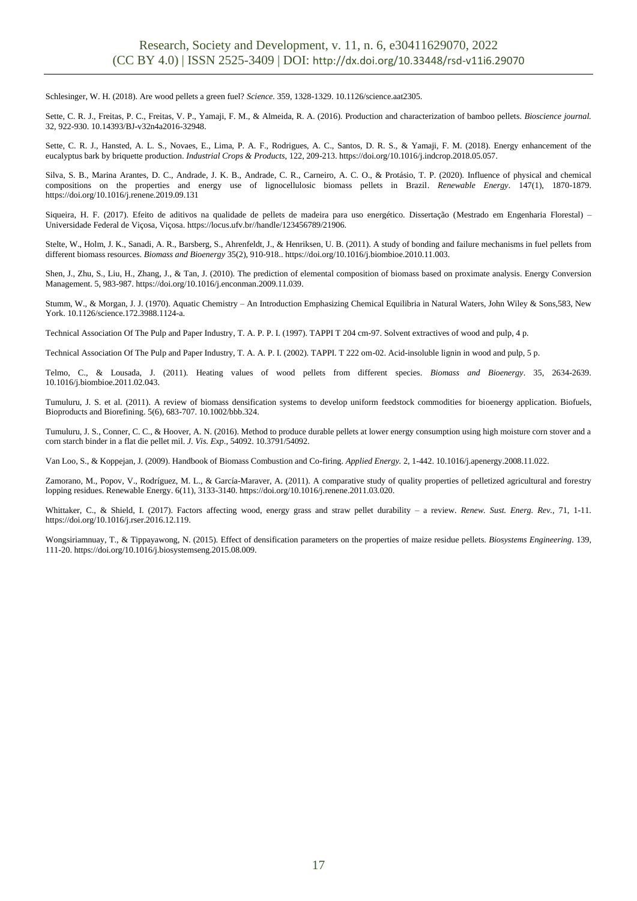Schlesinger, W. H. (2018). Are wood pellets a green fuel? *Science*. 359, 1328-1329. 10.1126/science.aat2305.

Sette, C. R. J., Freitas, P. C., Freitas, V. P., Yamaji, F. M., & Almeida, R. A. (2016). Production and characterization of bamboo pellets. *Bioscience journal.* 32, 922-930. 10.14393/BJ-v32n4a2016-32948.

Sette, C. R. J., Hansted, A. L. S., Novaes, E., Lima, P. A. F., Rodrigues, A. C., Santos, D. R. S., & Yamaji, F. M. (2018). Energy enhancement of the eucalyptus bark by briquette production. *Industrial Crops & Products*, 122, 209-213. https://doi.org/10.1016/j.indcrop.2018.05.057.

Silva, S. B., Marina Arantes, D. C., Andrade, J. K. B., Andrade, C. R., Carneiro, A. C. O., & Protásio, T. P. (2020). Influence of physical and chemical compositions on the properties and energy use of lignocellulosic biomass pellets in Brazil. *Renewable Energy*. 147(1), 1870-1879. https://doi.org/10.1016/j.renene.2019.09.131

Siqueira, H. F. (2017). Efeito de aditivos na qualidade de pellets de madeira para uso energético. Dissertação (Mestrado em Engenharia Florestal) – Universidade Federal de Viçosa, Viçosa. https://locus.ufv.br//handle/123456789/21906.

Stelte, W., Holm, J. K., Sanadi, A. R., Barsberg, S., Ahrenfeldt, J., & Henriksen, U. B. (2011). A study of bonding and failure mechanisms in fuel pellets from different biomass resources. *Biomass and Bioenergy* 35(2), 910-918.. https://doi.org/10.1016/j.biombioe.2010.11.003.

Shen, J., Zhu, S., Liu, H., Zhang, J., & Tan, J. (2010). The prediction of elemental composition of biomass based on proximate analysis. Energy Conversion Management. 5, 983-987. https://doi.org/10.1016/j.enconman.2009.11.039.

Stumm, W., & Morgan, J. J. (1970). Aquatic Chemistry – An Introduction Emphasizing Chemical Equilibria in Natural Waters, John Wiley & Sons,583, New York. 10.1126/science.172.3988.1124-a.

Technical Association Of The Pulp and Paper Industry, T. A. P. P. I. (1997). TAPPI T 204 cm-97. Solvent extractives of wood and pulp, 4 p.

Technical Association Of The Pulp and Paper Industry, T. A. A. P. I. (2002). TAPPI. T 222 om-02. Acid-insoluble lignin in wood and pulp, 5 p.

Telmo, C., & Lousada, J. (2011). Heating values of wood pellets from different species. *Biomass and Bioenergy*. 35, 2634-2639. 10.1016/j.biombioe.2011.02.043.

Tumuluru, J. S. et al. (2011). A review of biomass densification systems to develop uniform feedstock commodities for bioenergy application. Biofuels, Bioproducts and Biorefining. 5(6), 683-707. 10.1002/bbb.324.

Tumuluru, J. S., Conner, C. C., & Hoover, A. N. (2016). Method to produce durable pellets at lower energy consumption using high moisture corn stover and a corn starch binder in a flat die pellet mil. *J. Vis. Exp*., 54092. 10.3791/54092.

Van Loo, S., & Koppejan, J. (2009). Handbook of Biomass Combustion and Co-firing. *Applied Energy.* 2, 1-442. 10.1016/j.apenergy.2008.11.022.

Zamorano, M., Popov, V., Rodríguez, M. L., & García-Maraver, A. (2011). A comparative study of quality properties of pelletized agricultural and forestry lopping residues. Renewable Energy. 6(11), 3133-3140. https://doi.org/10.1016/j.renene.2011.03.020.

Whittaker, C., & Shield, I. (2017). Factors affecting wood, energy grass and straw pellet durability – a review. *Renew. Sust. Energ. Rev.*, 71, 1-11. https://doi.org/10.1016/j.rser.2016.12.119.

Wongsiriamnuay, T., & Tippayawong, N. (2015). Effect of densification parameters on the properties of maize residue pellets. *Biosystems Engineering*. 139, 111-20. https://doi.org/10.1016/j.biosystemseng.2015.08.009.